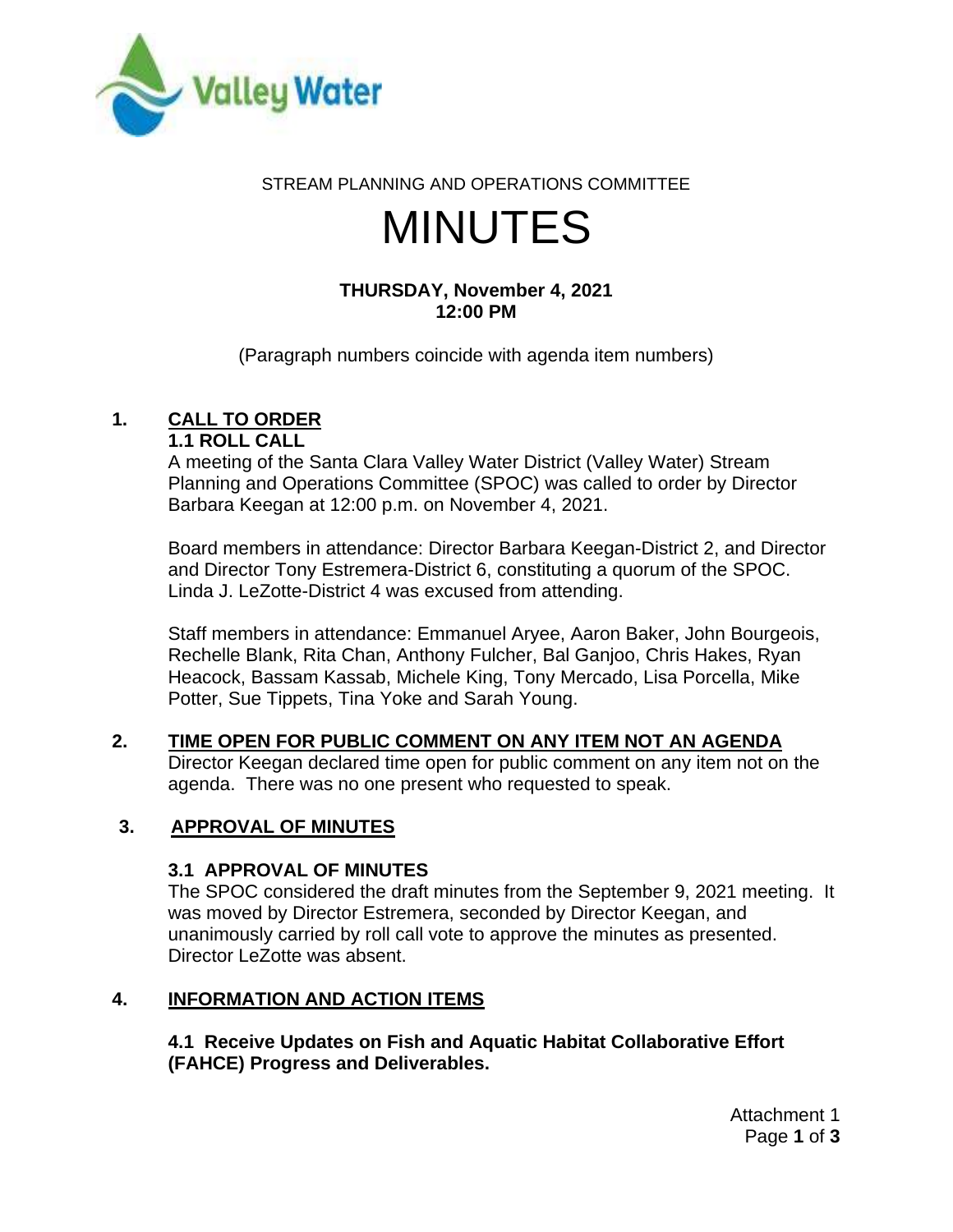STREAM PLANNING AND OPERATIONS COMMITTEE

# MINUTES

**THURSDAY, November 4, 2021**
**12:00 PM**

(Paragraph numbers coincide with agenda item numbers)

## 1. CALL TO ORDER

### 1.1 ROLL CALL

A meeting of the Santa Clara Valley Water District (Valley Water) Stream Planning and Operations Committee (SPOC) was called to order by Director Barbara Keegan at 12:00 p.m. on November 4, 2021.

Board members in attendance: Director Barbara Keegan-District 2, and Director and Director Tony Estremera-District 6, constituting a quorum of the SPOC. Linda J. LeZotte-District 4 was excused from attending.

Staff members in attendance: Emmanuel Aryee, Aaron Baker, John Bourgeois, Rechelle Blank, Rita Chan, Anthony Fulcher, Bal Ganjoo, Chris Hakes, Ryan Heacock, Bassam Kassab, Michele King, Tony Mercado, Lisa Porcella, Mike Potter, Sue Tippets, Tina Yoke and Sarah Young.

## 2. TIME OPEN FOR PUBLIC COMMENT ON ANY ITEM NOT AN AGENDA

Director Keegan declared time open for public comment on any item not on the agenda. There was no one present who requested to speak.

## 3. APPROVAL OF MINUTES

### 3.1 APPROVAL OF MINUTES

The SPOC considered the draft minutes from the September 9, 2021 meeting. It was moved by Director Estremera, seconded by Director Keegan, and unanimously carried by roll call vote to approve the minutes as presented. Director LeZotte was absent.

## 4. INFORMATION AND ACTION ITEMS

### 4.1 Receive Updates on Fish and Aquatic Habitat Collaborative Effort (FAHCE) Progress and Deliverables.

Attachment 1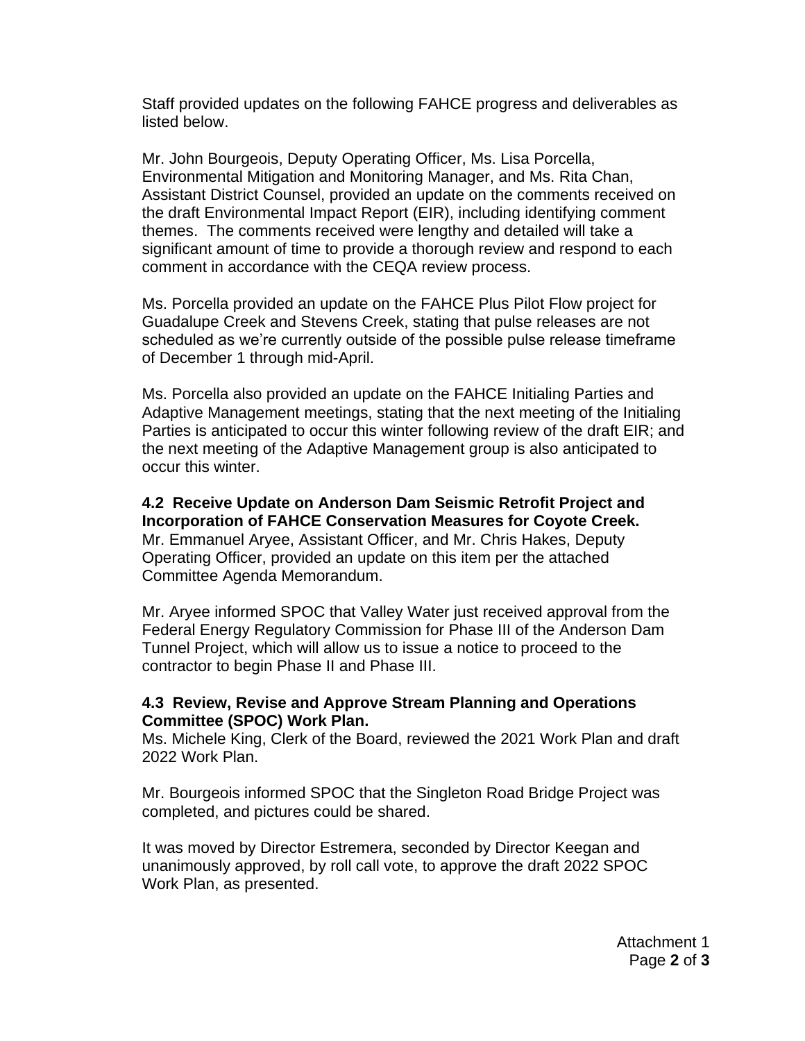Staff provided updates on the following FAHCE progress and deliverables as listed below.

Mr. John Bourgeois, Deputy Operating Officer, Ms. Lisa Porcella, Environmental Mitigation and Monitoring Manager, and Ms. Rita Chan, Assistant District Counsel, provided an update on the comments received on the draft Environmental Impact Report (EIR), including identifying comment themes. The comments received were lengthy and detailed will take a significant amount of time to provide a thorough review and respond to each comment in accordance with the CEQA review process.

Ms. Porcella provided an update on the FAHCE Plus Pilot Flow project for Guadalupe Creek and Stevens Creek, stating that pulse releases are not scheduled as we're currently outside of the possible pulse release timeframe of December 1 through mid-April.

Ms. Porcella also provided an update on the FAHCE Initialing Parties and Adaptive Management meetings, stating that the next meeting of the Initialing Parties is anticipated to occur this winter following review of the draft EIR; and the next meeting of the Adaptive Management group is also anticipated to occur this winter.

**4.2 Receive Update on Anderson Dam Seismic Retrofit Project and Incorporation of FAHCE Conservation Measures for Coyote Creek.**
Mr. Emmanuel Aryee, Assistant Officer, and Mr. Chris Hakes, Deputy Operating Officer, provided an update on this item per the attached Committee Agenda Memorandum.

Mr. Aryee informed SPOC that Valley Water just received approval from the Federal Energy Regulatory Commission for Phase III of the Anderson Dam Tunnel Project, which will allow us to issue a notice to proceed to the contractor to begin Phase II and Phase III.

**4.3 Review, Revise and Approve Stream Planning and Operations Committee (SPOC) Work Plan.**
Ms. Michele King, Clerk of the Board, reviewed the 2021 Work Plan and draft 2022 Work Plan.

Mr. Bourgeois informed SPOC that the Singleton Road Bridge Project was completed, and pictures could be shared.

It was moved by Director Estremera, seconded by Director Keegan and unanimously approved, by roll call vote, to approve the draft 2022 SPOC Work Plan, as presented.

Attachment 1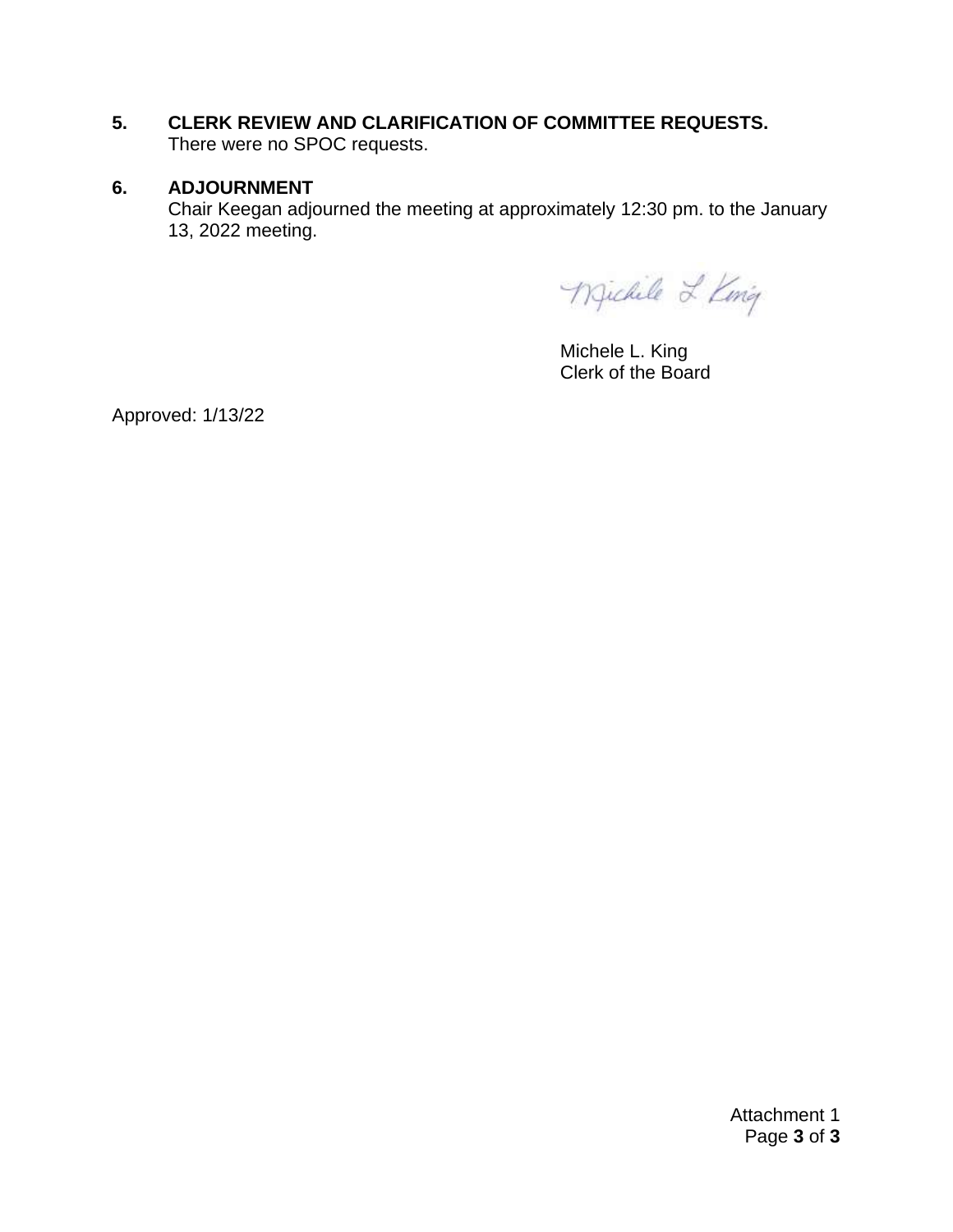**5. CLERK REVIEW AND CLARIFICATION OF COMMITTEE REQUESTS.**

There were no SPOC requests.

**6. ADJOURNMENT**

Chair Keegan adjourned the meeting at approximately 12:30 pm. to the January 13, 2022 meeting.

Michele L. King

Michele L. King
Clerk of the Board

Approved: 1/13/22

Attachment 1